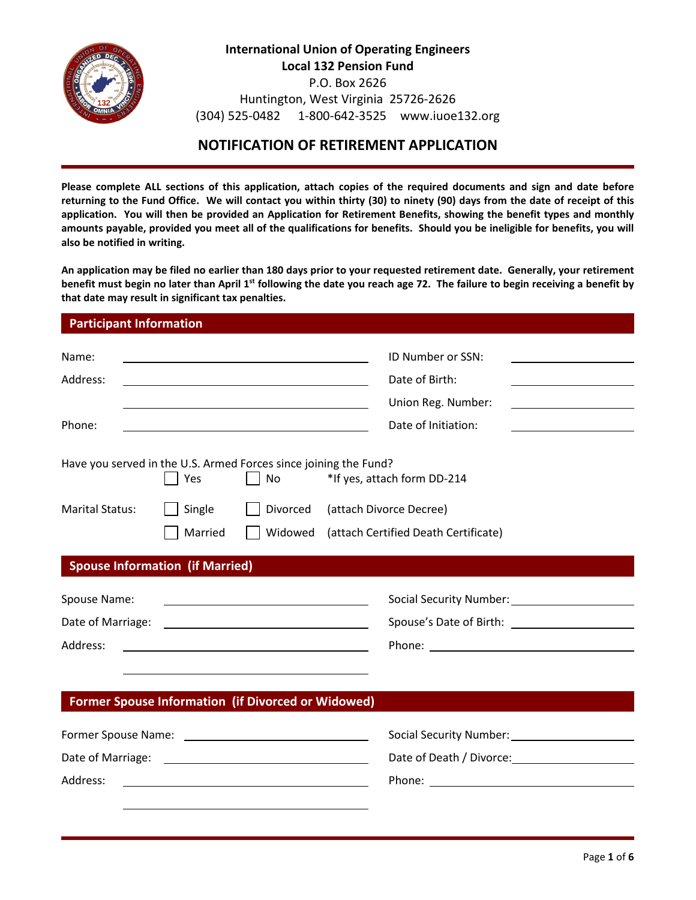**International Union of Operating Engineers**
**Local 132 Pension Fund**
P.O. Box 2626
Huntington, West Virginia 25726-2626
(304) 525-0482 1-800-642-3525 www.iuoe132.org

# NOTIFICATION OF RETIREMENT APPLICATION

**Please complete ALL sections of this application, attach copies of the required documents and sign and date before returning to the Fund Office. We will contact you within thirty (30) to ninety (90) days from the date of receipt of this application. You will then be provided an Application for Retirement Benefits, showing the benefit types and monthly amounts payable, provided you meet all of the qualifications for benefits. Should you be ineligible for benefits, you will also be notified in writing.**

**An application may be filed no earlier than 180 days prior to your requested retirement date. Generally, your retirement benefit must begin no later than April 1st following the date you reach age 72. The failure to begin receiving a benefit by that date may result in significant tax penalties.**

## Participant Information

Name: ______________________ ID Number or SSN: ______________

Address: ______________________ Date of Birth: ______________

______________________ Union Reg. Number: ______________

Phone: ______________________ Date of Initiation: ______________

Have you served in the U.S. Armed Forces since joining the Fund?
☐ Yes ☐ No *If yes, attach form DD-214

Marital Status: ☐ Single ☐ Divorced (attach Divorce Decree)
☐ Married ☐ Widowed (attach Certified Death Certificate)

## Spouse Information (if Married)

Spouse Name: ______________________ Social Security Number: ______________

Date of Marriage: ______________________ Spouse's Date of Birth: ______________

Address: ______________________ Phone: ______________

______________________

## Former Spouse Information (if Divorced or Widowed)

Former Spouse Name: ______________________ Social Security Number: ______________

Date of Marriage: ______________________ Date of Death / Divorce: ______________

Address: ______________________ Phone: ______________

______________________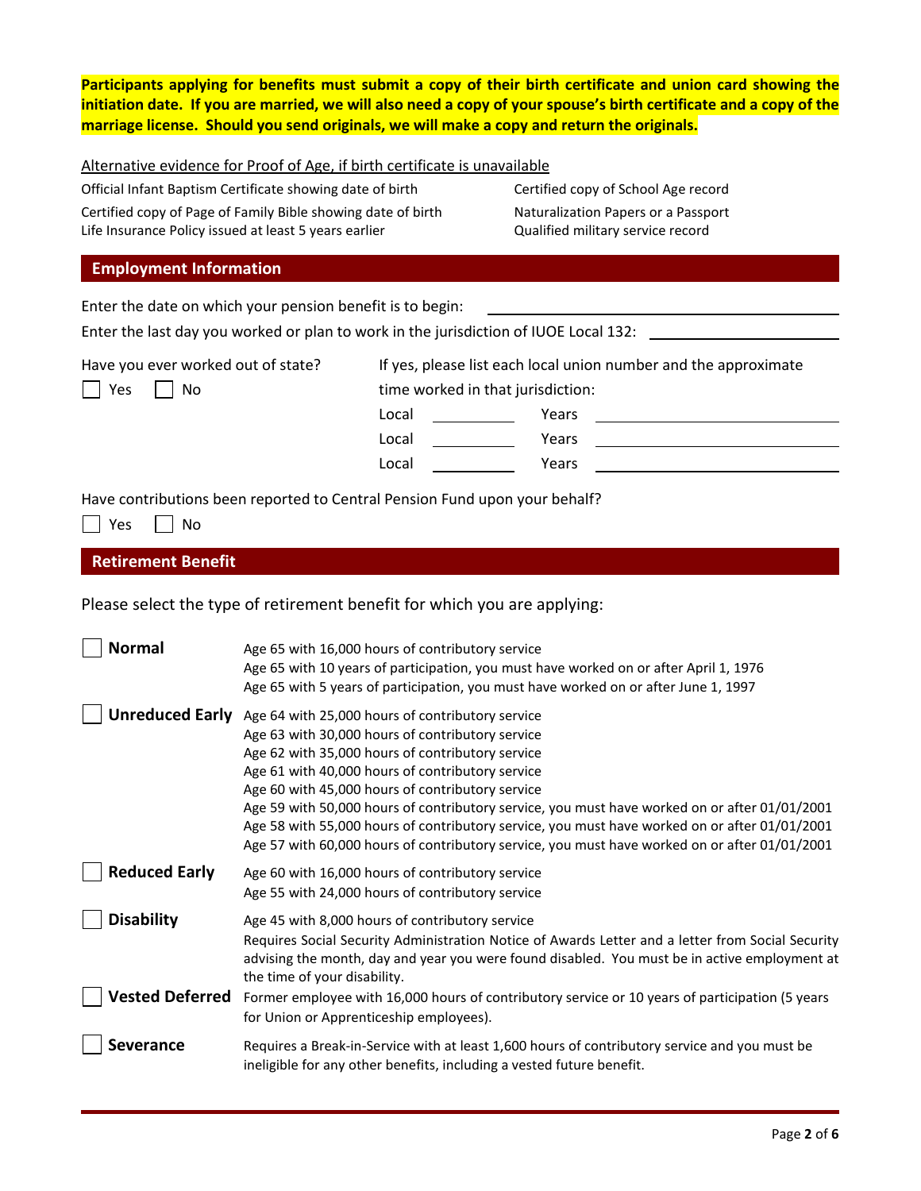**Participants applying for benefits must submit a copy of their birth certificate and union card showing the initiation date. If you are married, we will also need a copy of your spouse's birth certificate and a copy of the marriage license. Should you send originals, we will make a copy and return the originals.**

Alternative evidence for Proof of Age, if birth certificate is unavailable

- Official Infant Baptism Certificate showing date of birth
- Certified copy of Page of Family Bible showing date of birth
- Life Insurance Policy issued at least 5 years earlier
- Certified copy of School Age record
- Naturalization Papers or a Passport
- Qualified military service record

## Employment Information

Enter the date on which your pension benefit is to begin: ____________________

Enter the last day you worked or plan to work in the jurisdiction of IUOE Local 132: ____________________

Have you ever worked out of state?

☐ Yes ☐ No

If yes, please list each local union number and the approximate time worked in that jurisdiction:

Local ________ Years ____________________

Local ________ Years ____________________

Local ________ Years ____________________

Have contributions been reported to Central Pension Fund upon your behalf?

☐ Yes ☐ No

## Retirement Benefit

Please select the type of retirement benefit for which you are applying:

☐ **Normal**
- Age 65 with 16,000 hours of contributory service
- Age 65 with 10 years of participation, you must have worked on or after April 1, 1976
- Age 65 with 5 years of participation, you must have worked on or after June 1, 1997

☐ **Unreduced Early**
- Age 64 with 25,000 hours of contributory service
- Age 63 with 30,000 hours of contributory service
- Age 62 with 35,000 hours of contributory service
- Age 61 with 40,000 hours of contributory service
- Age 60 with 45,000 hours of contributory service
- Age 59 with 50,000 hours of contributory service, you must have worked on or after 01/01/2001
- Age 58 with 55,000 hours of contributory service, you must have worked on or after 01/01/2001
- Age 57 with 60,000 hours of contributory service, you must have worked on or after 01/01/2001

☐ **Reduced Early**
- Age 60 with 16,000 hours of contributory service
- Age 55 with 24,000 hours of contributory service

☐ **Disability**
Age 45 with 8,000 hours of contributory service
Requires Social Security Administration Notice of Awards Letter and a letter from Social Security advising the month, day and year you were found disabled. You must be in active employment at the time of your disability.

☐ **Vested Deferred**
Former employee with 16,000 hours of contributory service or 10 years of participation (5 years for Union or Apprenticeship employees).

☐ **Severance**
Requires a Break-in-Service with at least 1,600 hours of contributory service and you must be ineligible for any other benefits, including a vested future benefit.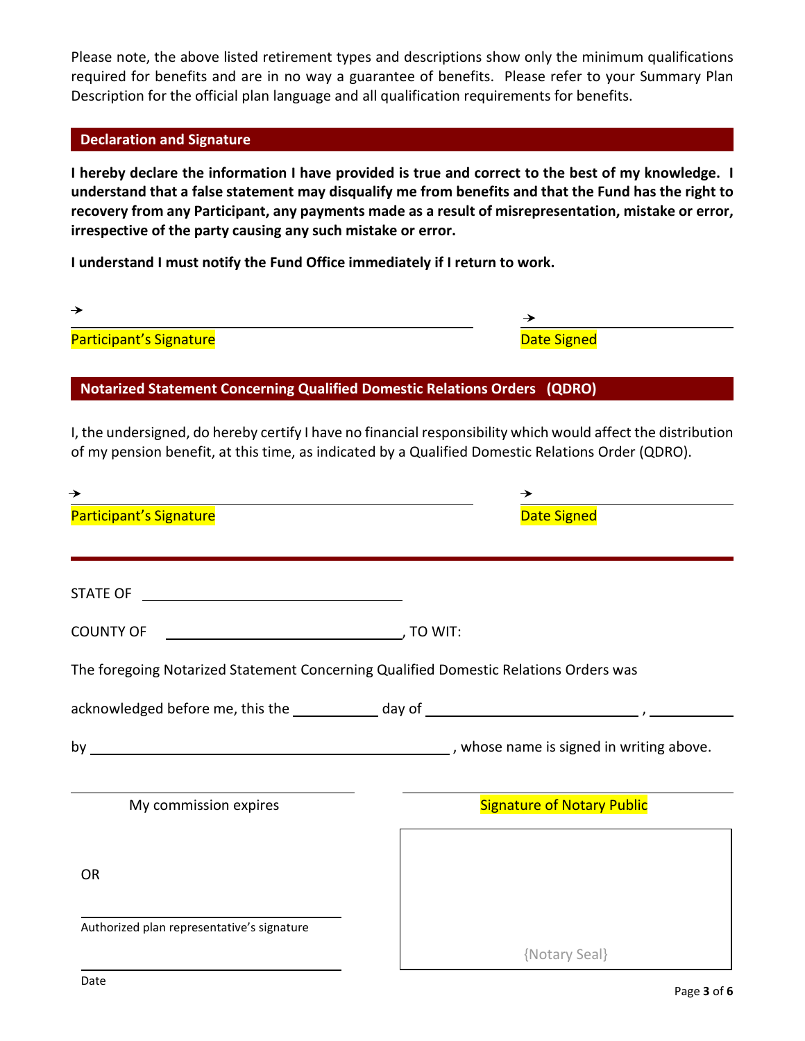Please note, the above listed retirement types and descriptions show only the minimum qualifications required for benefits and are in no way a guarantee of benefits. Please refer to your Summary Plan Description for the official plan language and all qualification requirements for benefits.

## Declaration and Signature

**I hereby declare the information I have provided is true and correct to the best of my knowledge. I understand that a false statement may disqualify me from benefits and that the Fund has the right to recovery from any Participant, any payments made as a result of misrepresentation, mistake or error, irrespective of the party causing any such mistake or error.**

**I understand I must notify the Fund Office immediately if I return to work.**

→ ______________________________________________ → ____________________

Participant's Signature Date Signed

## Notarized Statement Concerning Qualified Domestic Relations Orders (QDRO)

I, the undersigned, do hereby certify I have no financial responsibility which would affect the distribution of my pension benefit, at this time, as indicated by a Qualified Domestic Relations Order (QDRO).

→ ______________________________________________ → ____________________

Participant's Signature Date Signed

---

STATE OF ______________________________

COUNTY OF ______________________________, TO WIT:

The foregoing Notarized Statement Concerning Qualified Domestic Relations Orders was

acknowledged before me, this the __________ day of ________________________, __________

by ________________________________________, whose name is signed in writing above.

______________________________ ______________________________

My commission expires Signature of Notary Public

OR

______________________________

Authorized plan representative's signature

______________________________

Date

{Notary Seal}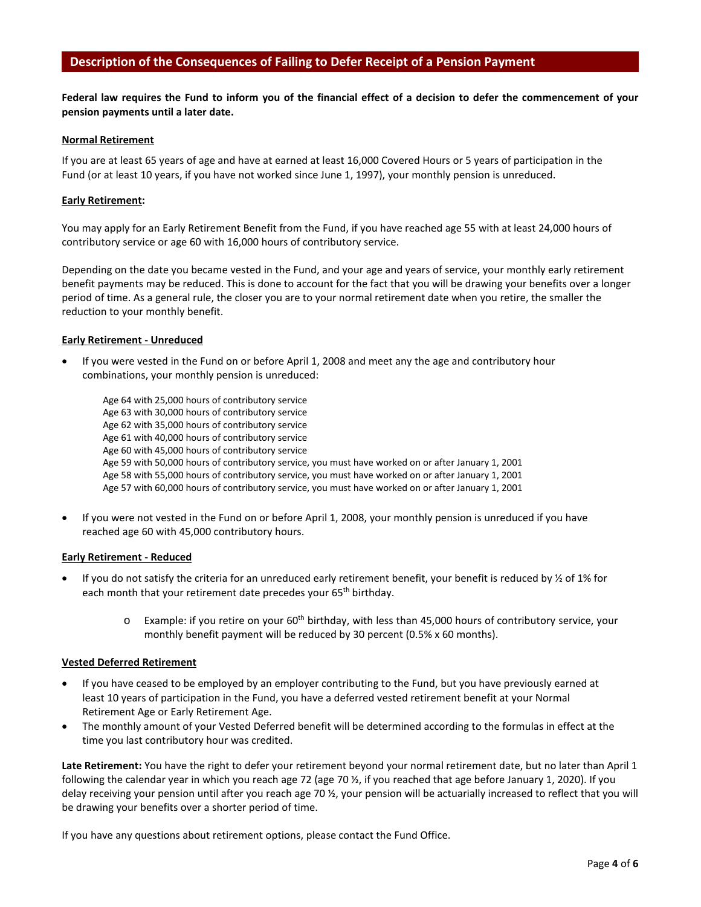## Description of the Consequences of Failing to Defer Receipt of a Pension Payment

**Federal law requires the Fund to inform you of the financial effect of a decision to defer the commencement of your pension payments until a later date.**

**Normal Retirement**

If you are at least 65 years of age and have at earned at least 16,000 Covered Hours or 5 years of participation in the Fund (or at least 10 years, if you have not worked since June 1, 1997), your monthly pension is unreduced.

**Early Retirement:**

You may apply for an Early Retirement Benefit from the Fund, if you have reached age 55 with at least 24,000 hours of contributory service or age 60 with 16,000 hours of contributory service.

Depending on the date you became vested in the Fund, and your age and years of service, your monthly early retirement benefit payments may be reduced. This is done to account for the fact that you will be drawing your benefits over a longer period of time. As a general rule, the closer you are to your normal retirement date when you retire, the smaller the reduction to your monthly benefit.

**Early Retirement - Unreduced**

- If you were vested in the Fund on or before April 1, 2008 and meet any the age and contributory hour combinations, your monthly pension is unreduced:

  Age 64 with 25,000 hours of contributory service
  Age 63 with 30,000 hours of contributory service
  Age 62 with 35,000 hours of contributory service
  Age 61 with 40,000 hours of contributory service
  Age 60 with 45,000 hours of contributory service
  Age 59 with 50,000 hours of contributory service, you must have worked on or after January 1, 2001
  Age 58 with 55,000 hours of contributory service, you must have worked on or after January 1, 2001
  Age 57 with 60,000 hours of contributory service, you must have worked on or after January 1, 2001

- If you were not vested in the Fund on or before April 1, 2008, your monthly pension is unreduced if you have reached age 60 with 45,000 contributory hours.

**Early Retirement - Reduced**

- If you do not satisfy the criteria for an unreduced early retirement benefit, your benefit is reduced by ½ of 1% for each month that your retirement date precedes your 65th birthday.
  - Example: if you retire on your 60th birthday, with less than 45,000 hours of contributory service, your monthly benefit payment will be reduced by 30 percent (0.5% x 60 months).

**Vested Deferred Retirement**

- If you have ceased to be employed by an employer contributing to the Fund, but you have previously earned at least 10 years of participation in the Fund, you have a deferred vested retirement benefit at your Normal Retirement Age or Early Retirement Age.
- The monthly amount of your Vested Deferred benefit will be determined according to the formulas in effect at the time you last contributory hour was credited.

**Late Retirement:** You have the right to defer your retirement beyond your normal retirement date, but no later than April 1 following the calendar year in which you reach age 72 (age 70 ½, if you reached that age before January 1, 2020). If you delay receiving your pension until after you reach age 70 ½, your pension will be actuarially increased to reflect that you will be drawing your benefits over a shorter period of time.

If you have any questions about retirement options, please contact the Fund Office.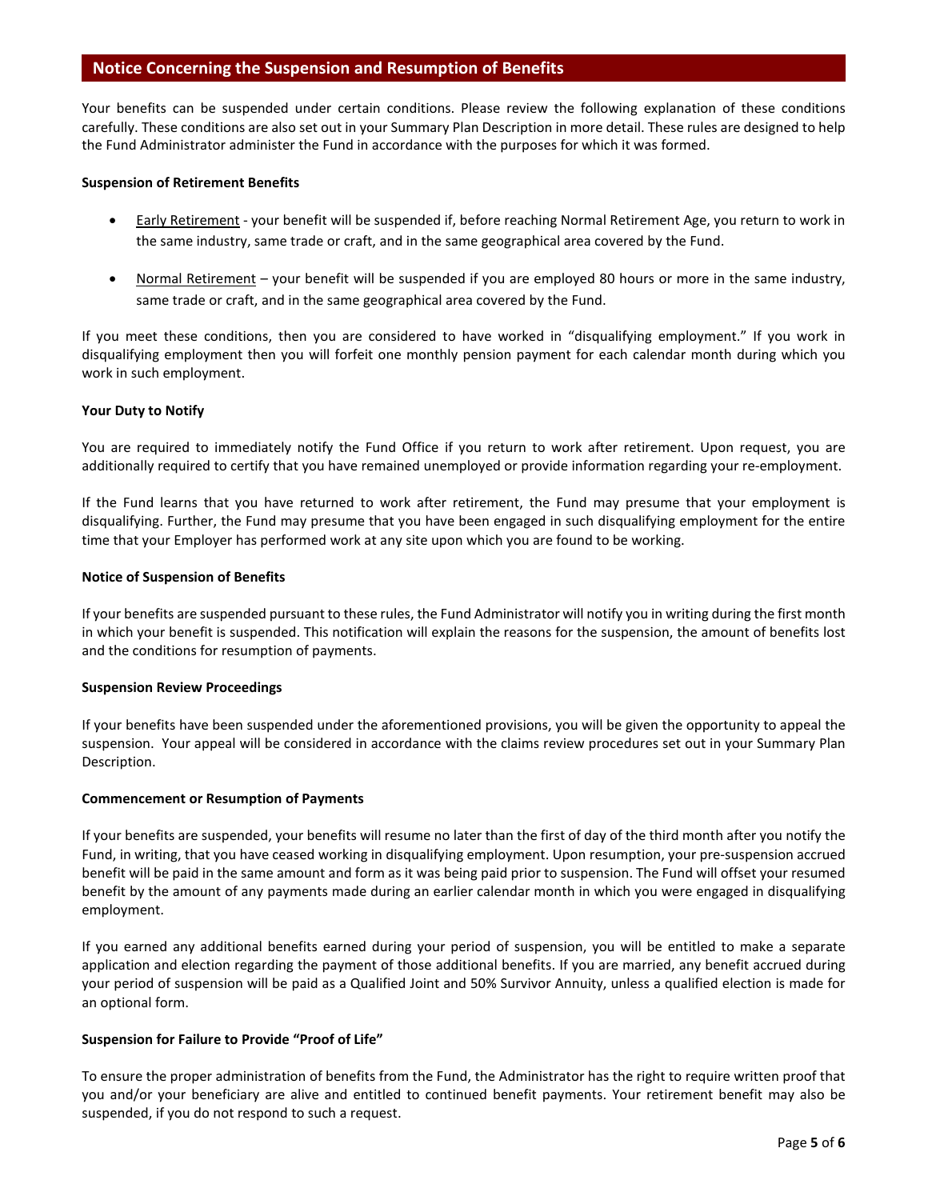## Notice Concerning the Suspension and Resumption of Benefits

Your benefits can be suspended under certain conditions. Please review the following explanation of these conditions carefully. These conditions are also set out in your Summary Plan Description in more detail. These rules are designed to help the Fund Administrator administer the Fund in accordance with the purposes for which it was formed.

**Suspension of Retirement Benefits**

- Early Retirement - your benefit will be suspended if, before reaching Normal Retirement Age, you return to work in the same industry, same trade or craft, and in the same geographical area covered by the Fund.
- Normal Retirement – your benefit will be suspended if you are employed 80 hours or more in the same industry, same trade or craft, and in the same geographical area covered by the Fund.

If you meet these conditions, then you are considered to have worked in "disqualifying employment." If you work in disqualifying employment then you will forfeit one monthly pension payment for each calendar month during which you work in such employment.

**Your Duty to Notify**

You are required to immediately notify the Fund Office if you return to work after retirement. Upon request, you are additionally required to certify that you have remained unemployed or provide information regarding your re-employment.

If the Fund learns that you have returned to work after retirement, the Fund may presume that your employment is disqualifying. Further, the Fund may presume that you have been engaged in such disqualifying employment for the entire time that your Employer has performed work at any site upon which you are found to be working.

**Notice of Suspension of Benefits**

If your benefits are suspended pursuant to these rules, the Fund Administrator will notify you in writing during the first month in which your benefit is suspended. This notification will explain the reasons for the suspension, the amount of benefits lost and the conditions for resumption of payments.

**Suspension Review Proceedings**

If your benefits have been suspended under the aforementioned provisions, you will be given the opportunity to appeal the suspension. Your appeal will be considered in accordance with the claims review procedures set out in your Summary Plan Description.

**Commencement or Resumption of Payments**

If your benefits are suspended, your benefits will resume no later than the first of day of the third month after you notify the Fund, in writing, that you have ceased working in disqualifying employment. Upon resumption, your pre-suspension accrued benefit will be paid in the same amount and form as it was being paid prior to suspension. The Fund will offset your resumed benefit by the amount of any payments made during an earlier calendar month in which you were engaged in disqualifying employment.

If you earned any additional benefits earned during your period of suspension, you will be entitled to make a separate application and election regarding the payment of those additional benefits. If you are married, any benefit accrued during your period of suspension will be paid as a Qualified Joint and 50% Survivor Annuity, unless a qualified election is made for an optional form.

**Suspension for Failure to Provide "Proof of Life"**

To ensure the proper administration of benefits from the Fund, the Administrator has the right to require written proof that you and/or your beneficiary are alive and entitled to continued benefit payments. Your retirement benefit may also be suspended, if you do not respond to such a request.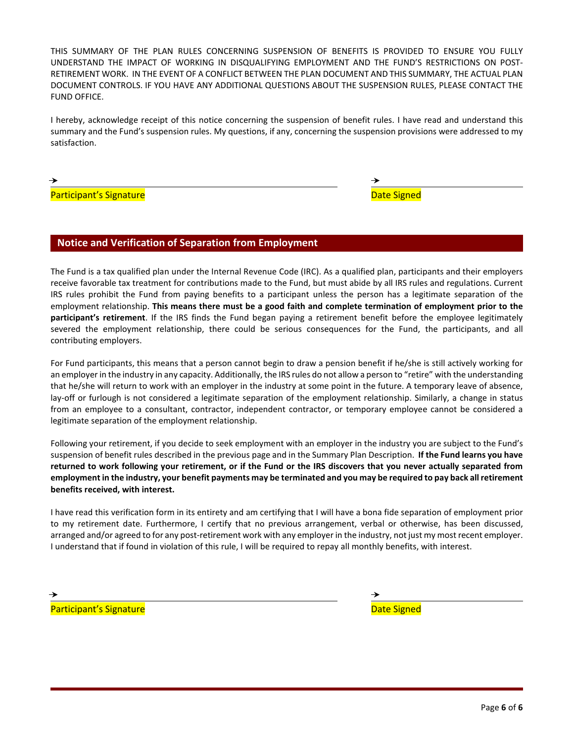THIS SUMMARY OF THE PLAN RULES CONCERNING SUSPENSION OF BENEFITS IS PROVIDED TO ENSURE YOU FULLY UNDERSTAND THE IMPACT OF WORKING IN DISQUALIFYING EMPLOYMENT AND THE FUND'S RESTRICTIONS ON POST-RETIREMENT WORK. IN THE EVENT OF A CONFLICT BETWEEN THE PLAN DOCUMENT AND THIS SUMMARY, THE ACTUAL PLAN DOCUMENT CONTROLS. IF YOU HAVE ANY ADDITIONAL QUESTIONS ABOUT THE SUSPENSION RULES, PLEASE CONTACT THE FUND OFFICE.

I hereby, acknowledge receipt of this notice concerning the suspension of benefit rules. I have read and understand this summary and the Fund's suspension rules. My questions, if any, concerning the suspension provisions were addressed to my satisfaction.

→ ______________________________ → ______________

Participant's Signature Date Signed

## Notice and Verification of Separation from Employment

The Fund is a tax qualified plan under the Internal Revenue Code (IRC). As a qualified plan, participants and their employers receive favorable tax treatment for contributions made to the Fund, but must abide by all IRS rules and regulations. Current IRS rules prohibit the Fund from paying benefits to a participant unless the person has a legitimate separation of the employment relationship. **This means there must be a good faith and complete termination of employment prior to the participant's retirement**. If the IRS finds the Fund began paying a retirement benefit before the employee legitimately severed the employment relationship, there could be serious consequences for the Fund, the participants, and all contributing employers.

For Fund participants, this means that a person cannot begin to draw a pension benefit if he/she is still actively working for an employer in the industry in any capacity. Additionally, the IRS rules do not allow a person to "retire" with the understanding that he/she will return to work with an employer in the industry at some point in the future. A temporary leave of absence, lay-off or furlough is not considered a legitimate separation of the employment relationship. Similarly, a change in status from an employee to a consultant, contractor, independent contractor, or temporary employee cannot be considered a legitimate separation of the employment relationship.

Following your retirement, if you decide to seek employment with an employer in the industry you are subject to the Fund's suspension of benefit rules described in the previous page and in the Summary Plan Description. **If the Fund learns you have returned to work following your retirement, or if the Fund or the IRS discovers that you never actually separated from employment in the industry, your benefit payments may be terminated and you may be required to pay back all retirement benefits received, with interest.**

I have read this verification form in its entirety and am certifying that I will have a bona fide separation of employment prior to my retirement date. Furthermore, I certify that no previous arrangement, verbal or otherwise, has been discussed, arranged and/or agreed to for any post-retirement work with any employer in the industry, not just my most recent employer. I understand that if found in violation of this rule, I will be required to repay all monthly benefits, with interest.

→ ______________________________ → ______________

Participant's Signature Date Signed